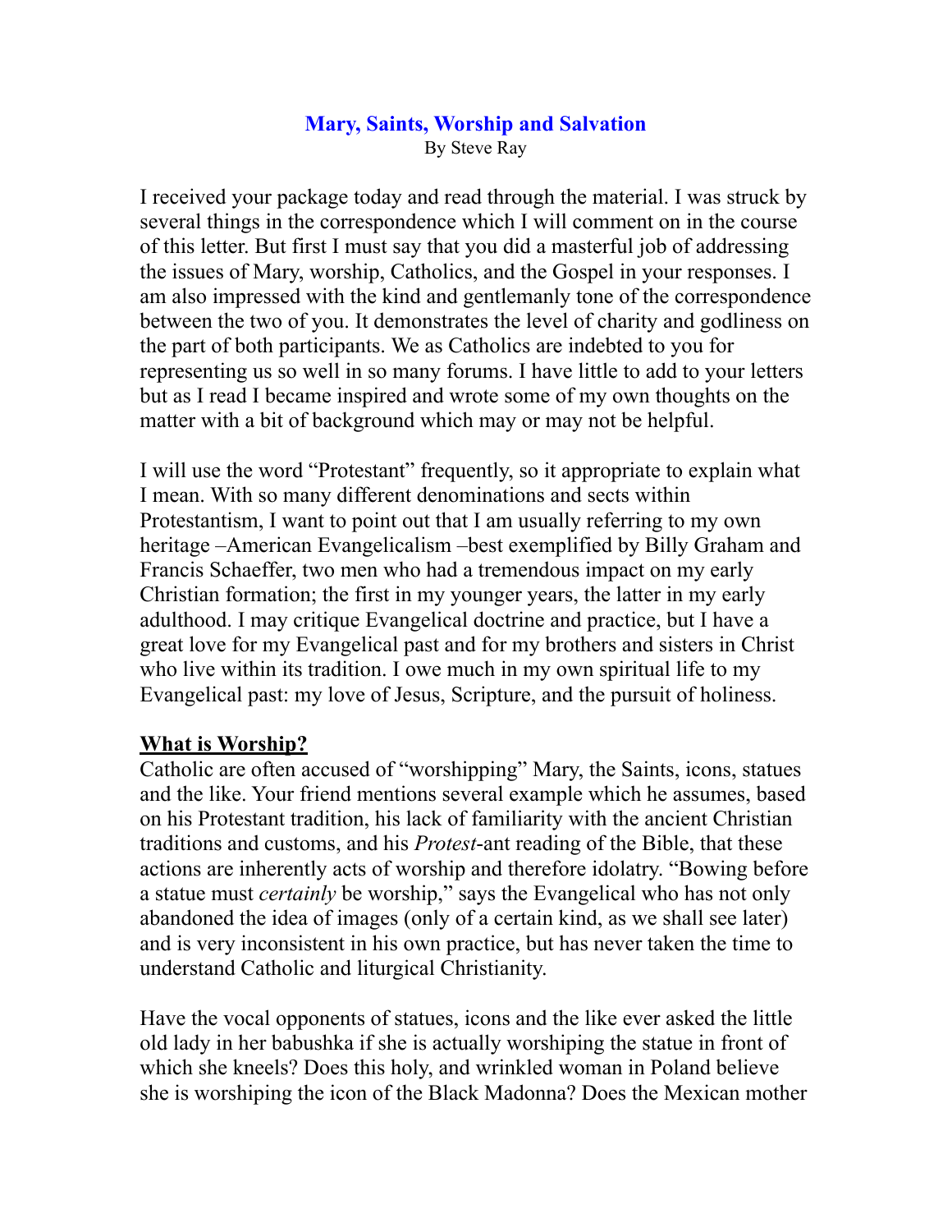# Mary, Saints, Worship and Salvation

By Steve Ray

I received your package today and read through the material. I was struck by several things in the correspondence which I will comment on in the course of this letter. But first I must say that you did a masterful job of addressing the issues of Mary, worship, Catholics, and the Gospel in your responses. I am also impressed with the kind and gentlemanly tone of the correspondence between the two of you. It demonstrates the level of charity and godliness on the part of both participants. We as Catholics are indebted to you for representing us so well in so many forums. I have little to add to your letters but as I read I became inspired and wrote some of my own thoughts on the matter with a bit of background which may or may not be helpful.

I will use the word "Protestant" frequently, so it appropriate to explain what I mean. With so many different denominations and sects within Protestantism, I want to point out that I am usually referring to my own heritage –American Evangelicalism –best exemplified by Billy Graham and Francis Schaeffer, two men who had a tremendous impact on my early Christian formation; the first in my younger years, the latter in my early adulthood. I may critique Evangelical doctrine and practice, but I have a great love for my Evangelical past and for my brothers and sisters in Christ who live within its tradition. I owe much in my own spiritual life to my Evangelical past: my love of Jesus, Scripture, and the pursuit of holiness.

## What is Worship?

Catholic are often accused of "worshipping" Mary, the Saints, icons, statues and the like. Your friend mentions several example which he assumes, based on his Protestant tradition, his lack of familiarity with the ancient Christian traditions and customs, and his *Protest*-ant reading of the Bible, that these actions are inherently acts of worship and therefore idolatry. "Bowing before a statue must *certainly* be worship," says the Evangelical who has not only abandoned the idea of images (only of a certain kind, as we shall see later) and is very inconsistent in his own practice, but has never taken the time to understand Catholic and liturgical Christianity.

Have the vocal opponents of statues, icons and the like ever asked the little old lady in her babushka if she is actually worshiping the statue in front of which she kneels? Does this holy, and wrinkled woman in Poland believe she is worshiping the icon of the Black Madonna? Does the Mexican mother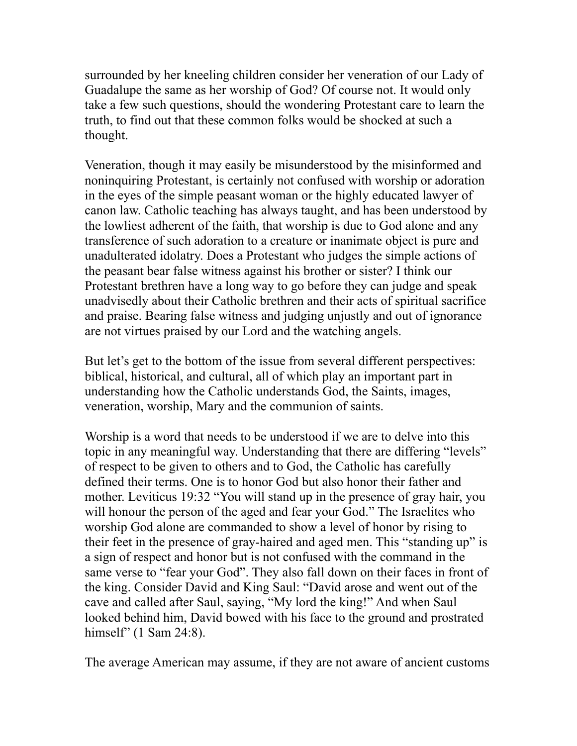surrounded by her kneeling children consider her veneration of our Lady of Guadalupe the same as her worship of God? Of course not. It would only take a few such questions, should the wondering Protestant care to learn the truth, to find out that these common folks would be shocked at such a thought.

Veneration, though it may easily be misunderstood by the misinformed and noninquiring Protestant, is certainly not confused with worship or adoration in the eyes of the simple peasant woman or the highly educated lawyer of canon law. Catholic teaching has always taught, and has been understood by the lowliest adherent of the faith, that worship is due to God alone and any transference of such adoration to a creature or inanimate object is pure and unadulterated idolatry. Does a Protestant who judges the simple actions of the peasant bear false witness against his brother or sister? I think our Protestant brethren have a long way to go before they can judge and speak unadvisedly about their Catholic brethren and their acts of spiritual sacrifice and praise. Bearing false witness and judging unjustly and out of ignorance are not virtues praised by our Lord and the watching angels.

But let's get to the bottom of the issue from several different perspectives: biblical, historical, and cultural, all of which play an important part in understanding how the Catholic understands God, the Saints, images, veneration, worship, Mary and the communion of saints.

Worship is a word that needs to be understood if we are to delve into this topic in any meaningful way. Understanding that there are differing "levels" of respect to be given to others and to God, the Catholic has carefully defined their terms. One is to honor God but also honor their father and mother. Leviticus 19:32 "You will stand up in the presence of gray hair, you will honour the person of the aged and fear your God." The Israelites who worship God alone are commanded to show a level of honor by rising to their feet in the presence of gray-haired and aged men. This "standing up" is a sign of respect and honor but is not confused with the command in the same verse to "fear your God". They also fall down on their faces in front of the king. Consider David and King Saul: "David arose and went out of the cave and called after Saul, saying, "My lord the king!" And when Saul looked behind him, David bowed with his face to the ground and prostrated himself" (1 Sam 24:8).

The average American may assume, if they are not aware of ancient customs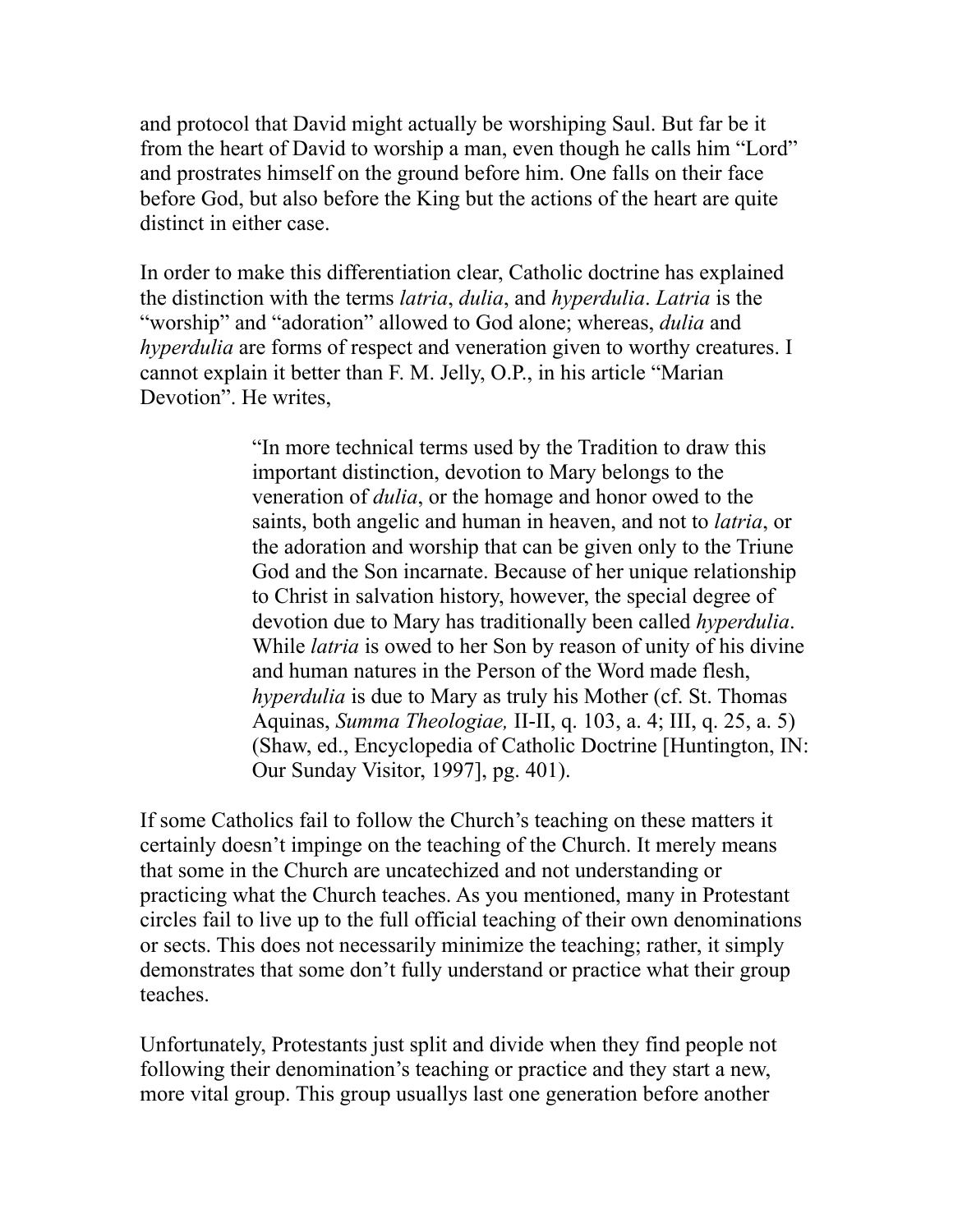and protocol that David might actually be worshiping Saul. But far be it from the heart of David to worship a man, even though he calls him "Lord" and prostrates himself on the ground before him. One falls on their face before God, but also before the King but the actions of the heart are quite distinct in either case.

In order to make this differentiation clear, Catholic doctrine has explained the distinction with the terms *latria*, *dulia*, and *hyperdulia*. *Latria* is the "worship" and "adoration" allowed to God alone; whereas, *dulia* and *hyperdulia* are forms of respect and veneration given to worthy creatures. I cannot explain it better than F. M. Jelly, O.P., in his article "Marian Devotion". He writes,

> "In more technical terms used by the Tradition to draw this important distinction, devotion to Mary belongs to the veneration of *dulia*, or the homage and honor owed to the saints, both angelic and human in heaven, and not to *latria*, or the adoration and worship that can be given only to the Triune God and the Son incarnate. Because of her unique relationship to Christ in salvation history, however, the special degree of devotion due to Mary has traditionally been called *hyperdulia*. While *latria* is owed to her Son by reason of unity of his divine and human natures in the Person of the Word made flesh, *hyperdulia* is due to Mary as truly his Mother (cf. St. Thomas Aquinas, *Summa Theologiae,* II-II, q. 103, a. 4; III, q. 25, a. 5) (Shaw, ed., Encyclopedia of Catholic Doctrine [Huntington, IN: Our Sunday Visitor, 1997], pg. 401).

If some Catholics fail to follow the Church's teaching on these matters it certainly doesn't impinge on the teaching of the Church. It merely means that some in the Church are uncatechized and not understanding or practicing what the Church teaches. As you mentioned, many in Protestant circles fail to live up to the full official teaching of their own denominations or sects. This does not necessarily minimize the teaching; rather, it simply demonstrates that some don't fully understand or practice what their group teaches.

Unfortunately, Protestants just split and divide when they find people not following their denomination's teaching or practice and they start a new, more vital group. This group usuallys last one generation before another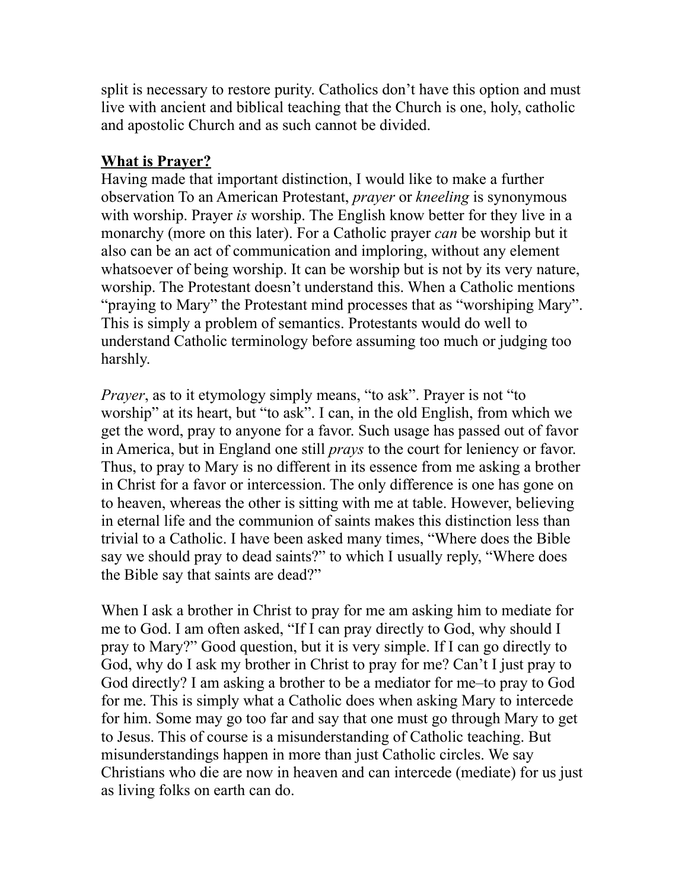split is necessary to restore purity. Catholics don't have this option and must live with ancient and biblical teaching that the Church is one, holy, catholic and apostolic Church and as such cannot be divided.

**<u>What is Prayer?</u>**

Having made that important distinction, I would like to make a further observation To an American Protestant, *prayer* or *kneeling* is synonymous with worship. Prayer *is* worship. The English know better for they live in a monarchy (more on this later). For a Catholic prayer *can* be worship but it also can be an act of communication and imploring, without any element whatsoever of being worship. It can be worship but is not by its very nature, worship. The Protestant doesn't understand this. When a Catholic mentions "praying to Mary" the Protestant mind processes that as "worshiping Mary". This is simply a problem of semantics. Protestants would do well to understand Catholic terminology before assuming too much or judging too harshly.

*Prayer*, as to it etymology simply means, "to ask". Prayer is not "to worship" at its heart, but "to ask". I can, in the old English, from which we get the word, pray to anyone for a favor. Such usage has passed out of favor in America, but in England one still *prays* to the court for leniency or favor. Thus, to pray to Mary is no different in its essence from me asking a brother in Christ for a favor or intercession. The only difference is one has gone on to heaven, whereas the other is sitting with me at table. However, believing in eternal life and the communion of saints makes this distinction less than trivial to a Catholic. I have been asked many times, "Where does the Bible say we should pray to dead saints?" to which I usually reply, "Where does the Bible say that saints are dead?"

When I ask a brother in Christ to pray for me am asking him to mediate for me to God. I am often asked, "If I can pray directly to God, why should I pray to Mary?" Good question, but it is very simple. If I can go directly to God, why do I ask my brother in Christ to pray for me? Can't I just pray to God directly? I am asking a brother to be a mediator for me–to pray to God for me. This is simply what a Catholic does when asking Mary to intercede for him. Some may go too far and say that one must go through Mary to get to Jesus. This of course is a misunderstanding of Catholic teaching. But misunderstandings happen in more than just Catholic circles. We say Christians who die are now in heaven and can intercede (mediate) for us just as living folks on earth can do.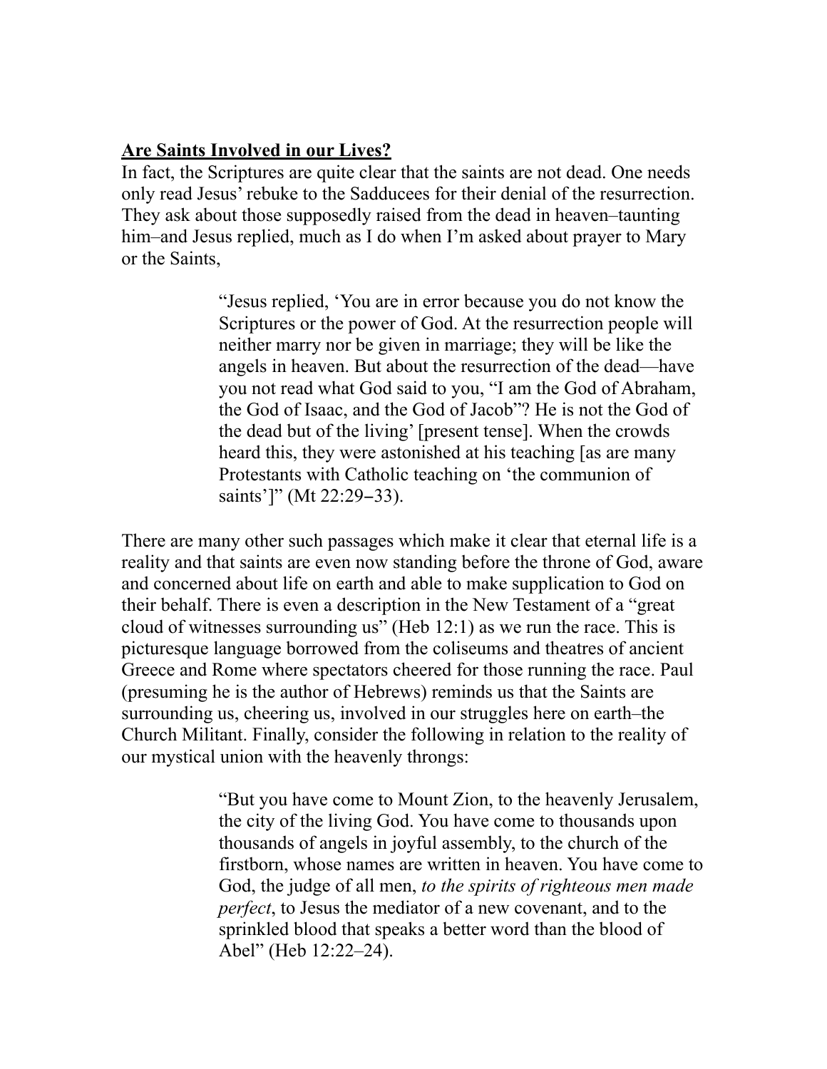**Are Saints Involved in our Lives?**

In fact, the Scriptures are quite clear that the saints are not dead. One needs only read Jesus' rebuke to the Sadducees for their denial of the resurrection. They ask about those supposedly raised from the dead in heaven–taunting him–and Jesus replied, much as I do when I'm asked about prayer to Mary or the Saints,

> "Jesus replied, 'You are in error because you do not know the Scriptures or the power of God. At the resurrection people will neither marry nor be given in marriage; they will be like the angels in heaven. But about the resurrection of the dead—have you not read what God said to you, "I am the God of Abraham, the God of Isaac, and the God of Jacob"? He is not the God of the dead but of the living' [present tense]. When the crowds heard this, they were astonished at his teaching [as are many Protestants with Catholic teaching on 'the communion of saints']" (Mt 22:29–33).

There are many other such passages which make it clear that eternal life is a reality and that saints are even now standing before the throne of God, aware and concerned about life on earth and able to make supplication to God on their behalf. There is even a description in the New Testament of a "great cloud of witnesses surrounding us" (Heb 12:1) as we run the race. This is picturesque language borrowed from the coliseums and theatres of ancient Greece and Rome where spectators cheered for those running the race. Paul (presuming he is the author of Hebrews) reminds us that the Saints are surrounding us, cheering us, involved in our struggles here on earth–the Church Militant. Finally, consider the following in relation to the reality of our mystical union with the heavenly throngs:

> "But you have come to Mount Zion, to the heavenly Jerusalem, the city of the living God. You have come to thousands upon thousands of angels in joyful assembly, to the church of the firstborn, whose names are written in heaven. You have come to God, the judge of all men, *to the spirits of righteous men made perfect*, to Jesus the mediator of a new covenant, and to the sprinkled blood that speaks a better word than the blood of Abel" (Heb 12:22–24).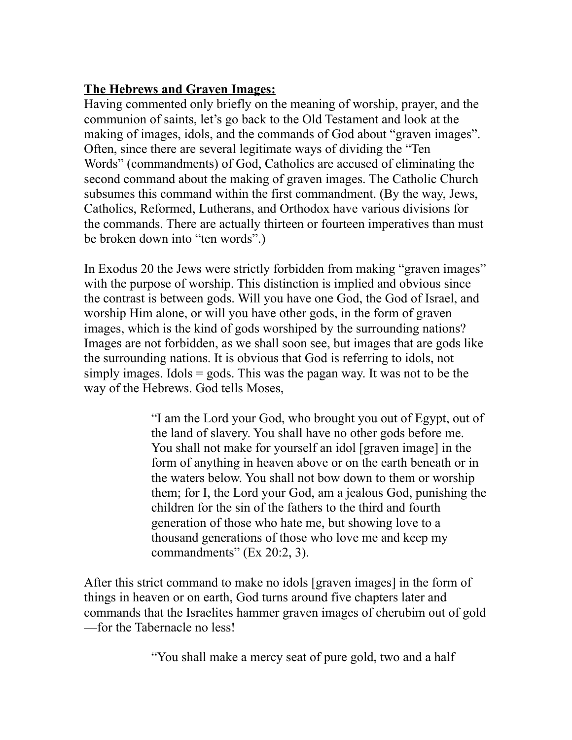**The Hebrews and Graven Images:**

Having commented only briefly on the meaning of worship, prayer, and the communion of saints, let's go back to the Old Testament and look at the making of images, idols, and the commands of God about "graven images". Often, since there are several legitimate ways of dividing the "Ten Words" (commandments) of God, Catholics are accused of eliminating the second command about the making of graven images. The Catholic Church subsumes this command within the first commandment. (By the way, Jews, Catholics, Reformed, Lutherans, and Orthodox have various divisions for the commands. There are actually thirteen or fourteen imperatives than must be broken down into "ten words".)

In Exodus 20 the Jews were strictly forbidden from making "graven images" with the purpose of worship. This distinction is implied and obvious since the contrast is between gods. Will you have one God, the God of Israel, and worship Him alone, or will you have other gods, in the form of graven images, which is the kind of gods worshiped by the surrounding nations? Images are not forbidden, as we shall soon see, but images that are gods like the surrounding nations. It is obvious that God is referring to idols, not simply images. Idols = gods. This was the pagan way. It was not to be the way of the Hebrews. God tells Moses,

> "I am the Lord your God, who brought you out of Egypt, out of the land of slavery. You shall have no other gods before me. You shall not make for yourself an idol [graven image] in the form of anything in heaven above or on the earth beneath or in the waters below. You shall not bow down to them or worship them; for I, the Lord your God, am a jealous God, punishing the children for the sin of the fathers to the third and fourth generation of those who hate me, but showing love to a thousand generations of those who love me and keep my commandments" (Ex 20:2, 3).

After this strict command to make no idols [graven images] in the form of things in heaven or on earth, God turns around five chapters later and commands that the Israelites hammer graven images of cherubim out of gold —for the Tabernacle no less!

> "You shall make a mercy seat of pure gold, two and a half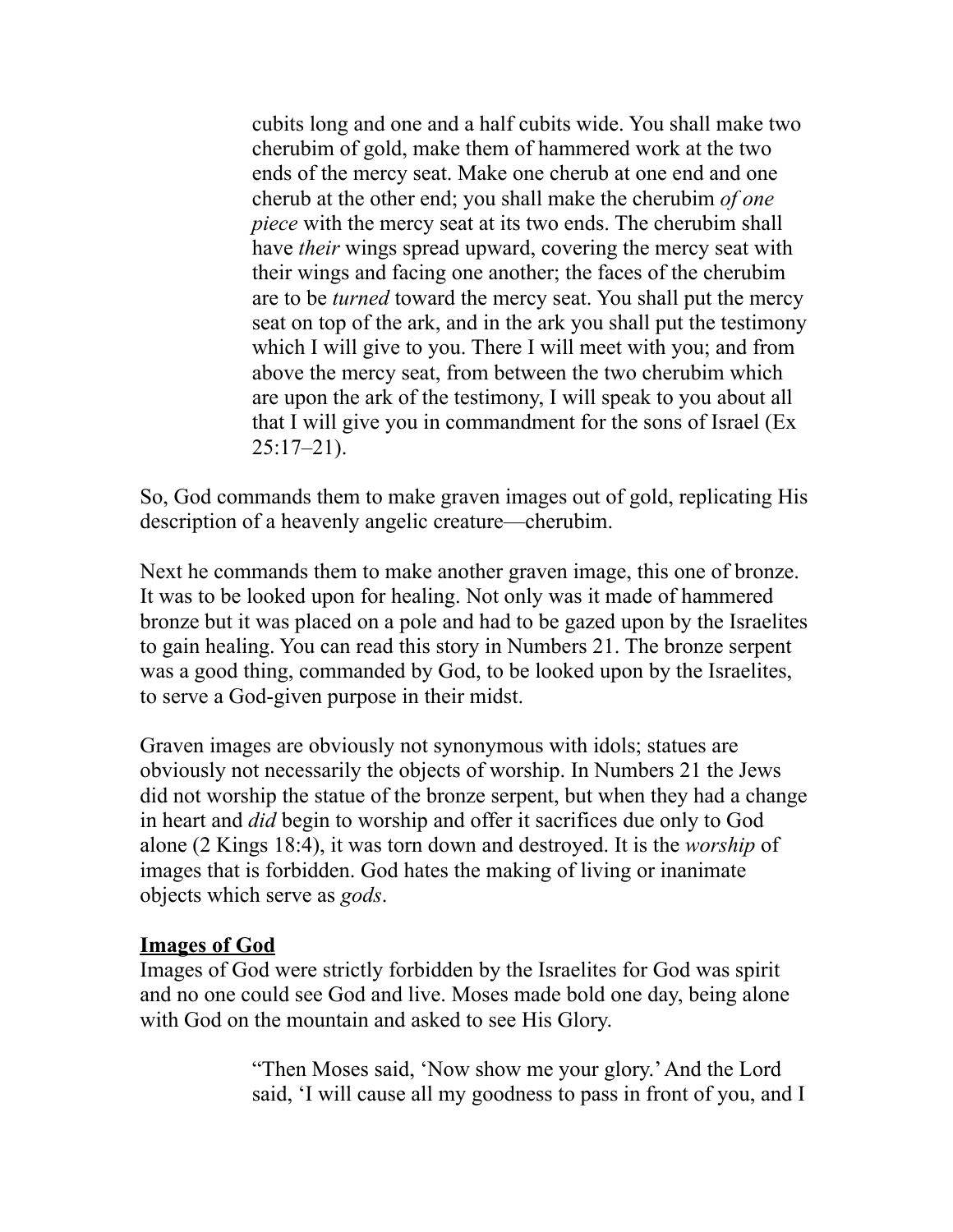> cubits long and one and a half cubits wide. You shall make two cherubim of gold, make them of hammered work at the two ends of the mercy seat. Make one cherub at one end and one cherub at the other end; you shall make the cherubim *of one piece* with the mercy seat at its two ends. The cherubim shall have *their* wings spread upward, covering the mercy seat with their wings and facing one another; the faces of the cherubim are to be *turned* toward the mercy seat. You shall put the mercy seat on top of the ark, and in the ark you shall put the testimony which I will give to you. There I will meet with you; and from above the mercy seat, from between the two cherubim which are upon the ark of the testimony, I will speak to you about all that I will give you in commandment for the sons of Israel (Ex 25:17–21).

So, God commands them to make graven images out of gold, replicating His description of a heavenly angelic creature—cherubim.

Next he commands them to make another graven image, this one of bronze. It was to be looked upon for healing. Not only was it made of hammered bronze but it was placed on a pole and had to be gazed upon by the Israelites to gain healing. You can read this story in Numbers 21. The bronze serpent was a good thing, commanded by God, to be looked upon by the Israelites, to serve a God-given purpose in their midst.

Graven images are obviously not synonymous with idols; statues are obviously not necessarily the objects of worship. In Numbers 21 the Jews did not worship the statue of the bronze serpent, but when they had a change in heart and *did* begin to worship and offer it sacrifices due only to God alone (2 Kings 18:4), it was torn down and destroyed. It is the *worship* of images that is forbidden. God hates the making of living or inanimate objects which serve as *gods*.

**Images of God**

Images of God were strictly forbidden by the Israelites for God was spirit and no one could see God and live. Moses made bold one day, being alone with God on the mountain and asked to see His Glory.

> "Then Moses said, 'Now show me your glory.' And the Lord said, 'I will cause all my goodness to pass in front of you, and I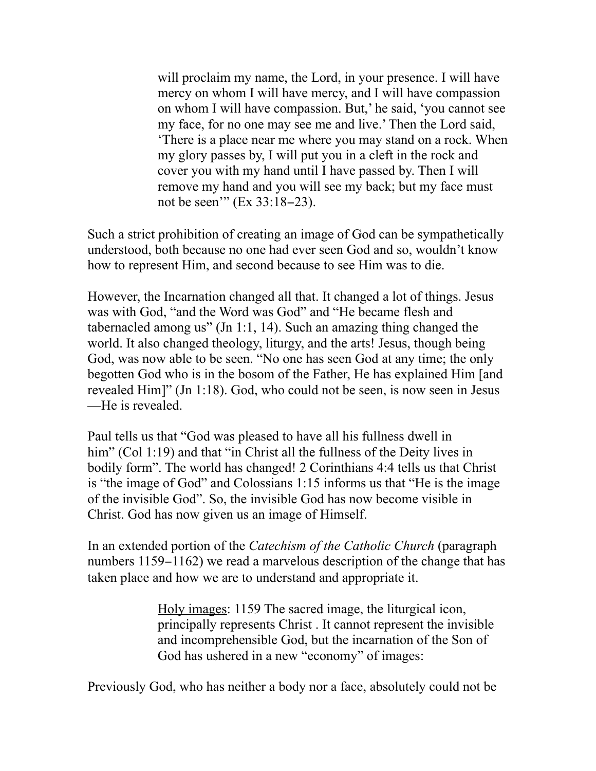> will proclaim my name, the Lord, in your presence. I will have mercy on whom I will have mercy, and I will have compassion on whom I will have compassion. But,' he said, 'you cannot see my face, for no one may see me and live.' Then the Lord said, 'There is a place near me where you may stand on a rock. When my glory passes by, I will put you in a cleft in the rock and cover you with my hand until I have passed by. Then I will remove my hand and you will see my back; but my face must not be seen'" (Ex 33:18–23).

Such a strict prohibition of creating an image of God can be sympathetically understood, both because no one had ever seen God and so, wouldn't know how to represent Him, and second because to see Him was to die.

However, the Incarnation changed all that. It changed a lot of things. Jesus was with God, "and the Word was God" and "He became flesh and tabernacled among us" (Jn 1:1, 14). Such an amazing thing changed the world. It also changed theology, liturgy, and the arts! Jesus, though being God, was now able to be seen. "No one has seen God at any time; the only begotten God who is in the bosom of the Father, He has explained Him [and revealed Him]" (Jn 1:18). God, who could not be seen, is now seen in Jesus—He is revealed.

Paul tells us that "God was pleased to have all his fullness dwell in him" (Col 1:19) and that "in Christ all the fullness of the Deity lives in bodily form". The world has changed! 2 Corinthians 4:4 tells us that Christ is "the image of God" and Colossians 1:15 informs us that "He is the image of the invisible God". So, the invisible God has now become visible in Christ. God has now given us an image of Himself.

In an extended portion of the *Catechism of the Catholic Church* (paragraph numbers 1159–1162) we read a marvelous description of the change that has taken place and how we are to understand and appropriate it.

> Holy images: 1159 The sacred image, the liturgical icon, principally represents Christ . It cannot represent the invisible and incomprehensible God, but the incarnation of the Son of God has ushered in a new "economy" of images:

Previously God, who has neither a body nor a face, absolutely could not be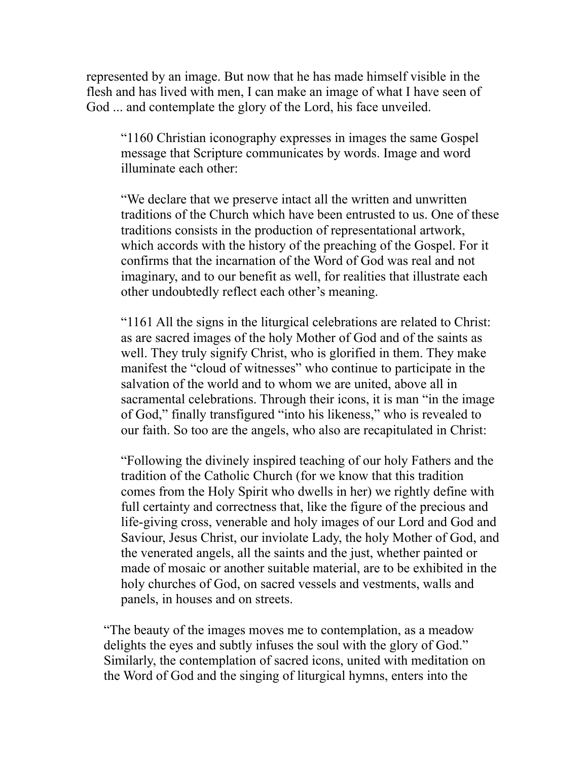represented by an image. But now that he has made himself visible in the flesh and has lived with men, I can make an image of what I have seen of God ... and contemplate the glory of the Lord, his face unveiled.

> “1160 Christian iconography expresses in images the same Gospel message that Scripture communicates by words. Image and word illuminate each other:
>
> “We declare that we preserve intact all the written and unwritten traditions of the Church which have been entrusted to us. One of these traditions consists in the production of representational artwork, which accords with the history of the preaching of the Gospel. For it confirms that the incarnation of the Word of God was real and not imaginary, and to our benefit as well, for realities that illustrate each other undoubtedly reflect each other’s meaning.
>
> “1161 All the signs in the liturgical celebrations are related to Christ: as are sacred images of the holy Mother of God and of the saints as well. They truly signify Christ, who is glorified in them. They make manifest the “cloud of witnesses” who continue to participate in the salvation of the world and to whom we are united, above all in sacramental celebrations. Through their icons, it is man “in the image of God,” finally transfigured “into his likeness,” who is revealed to our faith. So too are the angels, who also are recapitulated in Christ:
>
> “Following the divinely inspired teaching of our holy Fathers and the tradition of the Catholic Church (for we know that this tradition comes from the Holy Spirit who dwells in her) we rightly define with full certainty and correctness that, like the figure of the precious and life-giving cross, venerable and holy images of our Lord and God and Saviour, Jesus Christ, our inviolate Lady, the holy Mother of God, and the venerated angels, all the saints and the just, whether painted or made of mosaic or another suitable material, are to be exhibited in the holy churches of God, on sacred vessels and vestments, walls and panels, in houses and on streets.

“The beauty of the images moves me to contemplation, as a meadow delights the eyes and subtly infuses the soul with the glory of God.” Similarly, the contemplation of sacred icons, united with meditation on the Word of God and the singing of liturgical hymns, enters into the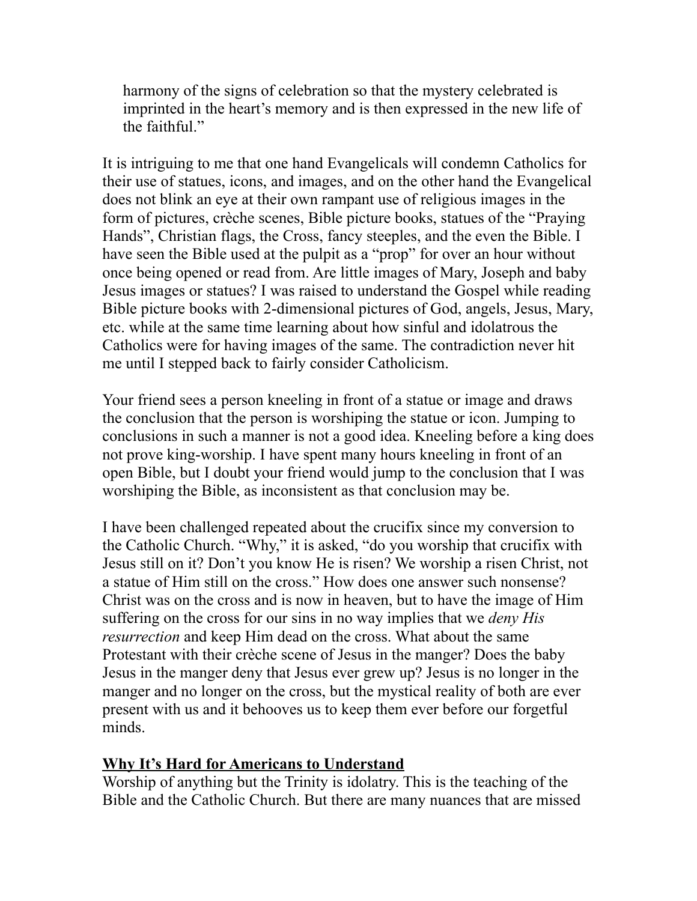harmony of the signs of celebration so that the mystery celebrated is imprinted in the heart's memory and is then expressed in the new life of the faithful."

It is intriguing to me that one hand Evangelicals will condemn Catholics for their use of statues, icons, and images, and on the other hand the Evangelical does not blink an eye at their own rampant use of religious images in the form of pictures, crèche scenes, Bible picture books, statues of the "Praying Hands", Christian flags, the Cross, fancy steeples, and the even the Bible. I have seen the Bible used at the pulpit as a "prop" for over an hour without once being opened or read from. Are little images of Mary, Joseph and baby Jesus images or statues? I was raised to understand the Gospel while reading Bible picture books with 2-dimensional pictures of God, angels, Jesus, Mary, etc. while at the same time learning about how sinful and idolatrous the Catholics were for having images of the same. The contradiction never hit me until I stepped back to fairly consider Catholicism.

Your friend sees a person kneeling in front of a statue or image and draws the conclusion that the person is worshiping the statue or icon. Jumping to conclusions in such a manner is not a good idea. Kneeling before a king does not prove king-worship. I have spent many hours kneeling in front of an open Bible, but I doubt your friend would jump to the conclusion that I was worshiping the Bible, as inconsistent as that conclusion may be.

I have been challenged repeated about the crucifix since my conversion to the Catholic Church. "Why," it is asked, "do you worship that crucifix with Jesus still on it? Don't you know He is risen? We worship a risen Christ, not a statue of Him still on the cross." How does one answer such nonsense? Christ was on the cross and is now in heaven, but to have the image of Him suffering on the cross for our sins in no way implies that we *deny His resurrection* and keep Him dead on the cross. What about the same Protestant with their crèche scene of Jesus in the manger? Does the baby Jesus in the manger deny that Jesus ever grew up? Jesus is no longer in the manger and no longer on the cross, but the mystical reality of both are ever present with us and it behooves us to keep them ever before our forgetful minds.

**Why It's Hard for Americans to Understand**

Worship of anything but the Trinity is idolatry. This is the teaching of the Bible and the Catholic Church. But there are many nuances that are missed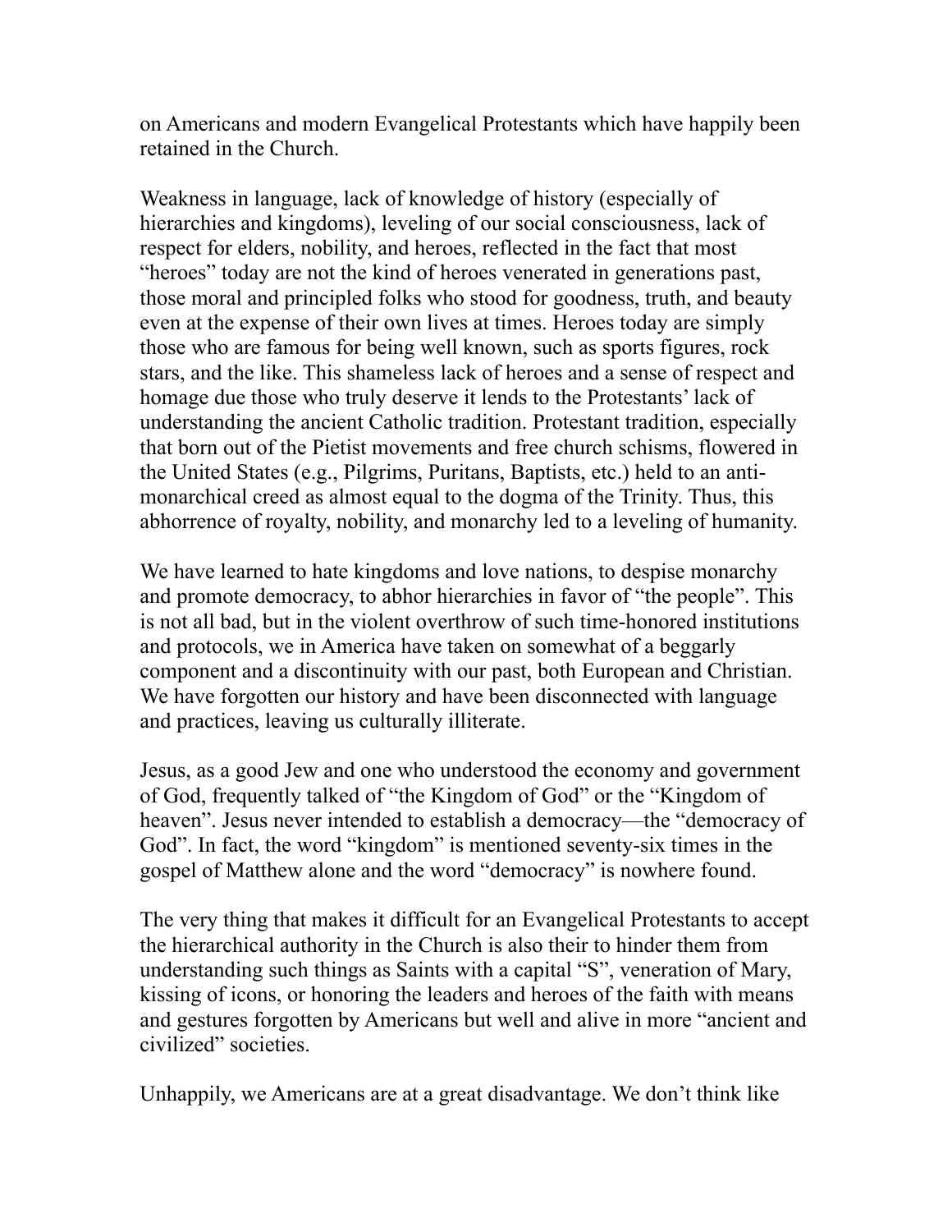on Americans and modern Evangelical Protestants which have happily been retained in the Church.

Weakness in language, lack of knowledge of history (especially of hierarchies and kingdoms), leveling of our social consciousness, lack of respect for elders, nobility, and heroes, reflected in the fact that most "heroes" today are not the kind of heroes venerated in generations past, those moral and principled folks who stood for goodness, truth, and beauty even at the expense of their own lives at times. Heroes today are simply those who are famous for being well known, such as sports figures, rock stars, and the like. This shameless lack of heroes and a sense of respect and homage due those who truly deserve it lends to the Protestants' lack of understanding the ancient Catholic tradition. Protestant tradition, especially that born out of the Pietist movements and free church schisms, flowered in the United States (e.g., Pilgrims, Puritans, Baptists, etc.) held to an anti-monarchical creed as almost equal to the dogma of the Trinity. Thus, this abhorrence of royalty, nobility, and monarchy led to a leveling of humanity.

We have learned to hate kingdoms and love nations, to despise monarchy and promote democracy, to abhor hierarchies in favor of "the people". This is not all bad, but in the violent overthrow of such time-honored institutions and protocols, we in America have taken on somewhat of a beggarly component and a discontinuity with our past, both European and Christian. We have forgotten our history and have been disconnected with language and practices, leaving us culturally illiterate.

Jesus, as a good Jew and one who understood the economy and government of God, frequently talked of "the Kingdom of God" or the "Kingdom of heaven". Jesus never intended to establish a democracy—the "democracy of God". In fact, the word "kingdom" is mentioned seventy-six times in the gospel of Matthew alone and the word "democracy" is nowhere found.

The very thing that makes it difficult for an Evangelical Protestants to accept the hierarchical authority in the Church is also their to hinder them from understanding such things as Saints with a capital "S", veneration of Mary, kissing of icons, or honoring the leaders and heroes of the faith with means and gestures forgotten by Americans but well and alive in more "ancient and civilized" societies.

Unhappily, we Americans are at a great disadvantage. We don't think like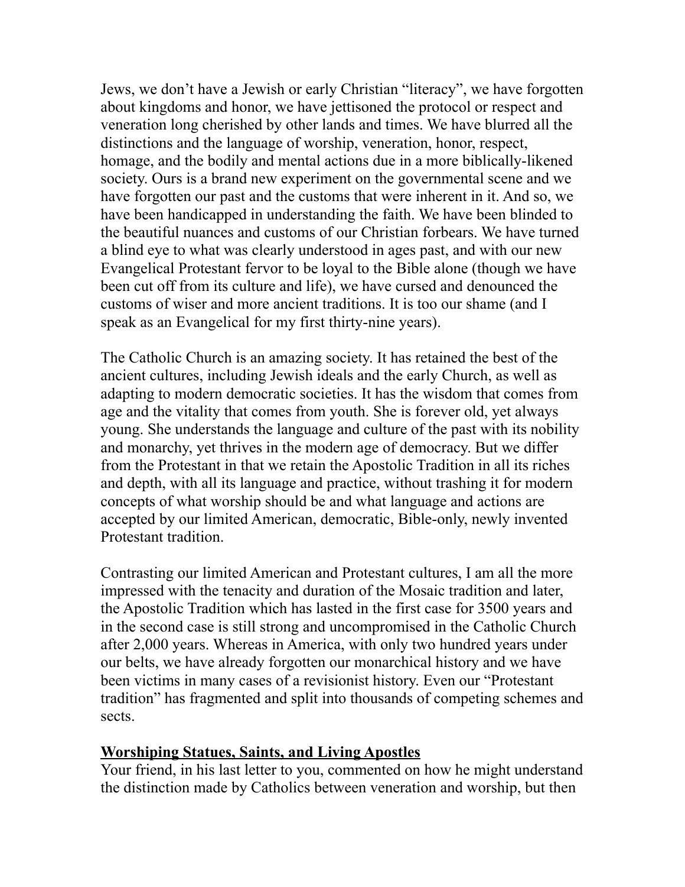Jews, we don't have a Jewish or early Christian "literacy", we have forgotten about kingdoms and honor, we have jettisoned the protocol or respect and veneration long cherished by other lands and times. We have blurred all the distinctions and the language of worship, veneration, honor, respect, homage, and the bodily and mental actions due in a more biblically-likened society. Ours is a brand new experiment on the governmental scene and we have forgotten our past and the customs that were inherent in it. And so, we have been handicapped in understanding the faith. We have been blinded to the beautiful nuances and customs of our Christian forbears. We have turned a blind eye to what was clearly understood in ages past, and with our new Evangelical Protestant fervor to be loyal to the Bible alone (though we have been cut off from its culture and life), we have cursed and denounced the customs of wiser and more ancient traditions. It is too our shame (and I speak as an Evangelical for my first thirty-nine years).

The Catholic Church is an amazing society. It has retained the best of the ancient cultures, including Jewish ideals and the early Church, as well as adapting to modern democratic societies. It has the wisdom that comes from age and the vitality that comes from youth. She is forever old, yet always young. She understands the language and culture of the past with its nobility and monarchy, yet thrives in the modern age of democracy. But we differ from the Protestant in that we retain the Apostolic Tradition in all its riches and depth, with all its language and practice, without trashing it for modern concepts of what worship should be and what language and actions are accepted by our limited American, democratic, Bible-only, newly invented Protestant tradition.

Contrasting our limited American and Protestant cultures, I am all the more impressed with the tenacity and duration of the Mosaic tradition and later, the Apostolic Tradition which has lasted in the first case for 3500 years and in the second case is still strong and uncompromised in the Catholic Church after 2,000 years. Whereas in America, with only two hundred years under our belts, we have already forgotten our monarchical history and we have been victims in many cases of a revisionist history. Even our "Protestant tradition" has fragmented and split into thousands of competing schemes and sects.

## Worshiping Statues, Saints, and Living Apostles

Your friend, in his last letter to you, commented on how he might understand the distinction made by Catholics between veneration and worship, but then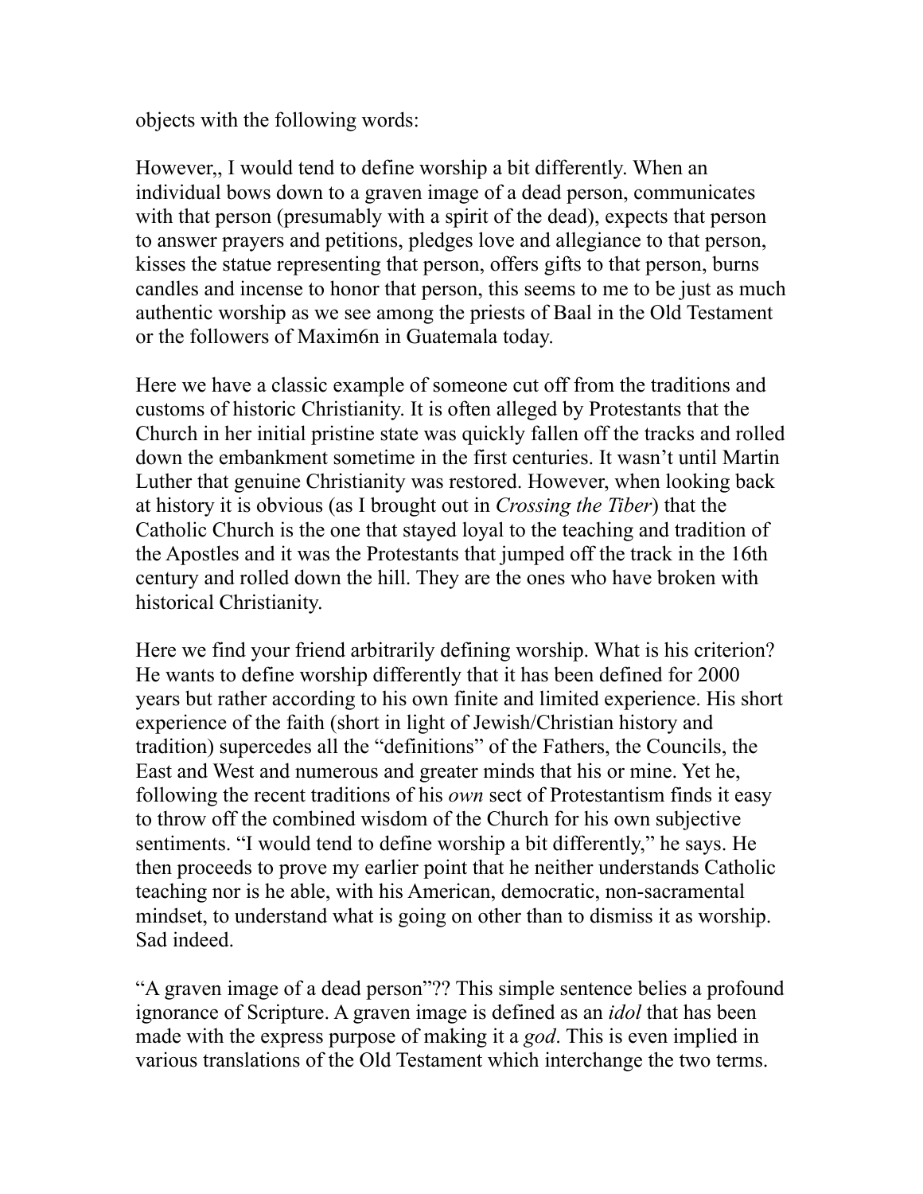objects with the following words:

However,, I would tend to define worship a bit differently. When an individual bows down to a graven image of a dead person, communicates with that person (presumably with a spirit of the dead), expects that person to answer prayers and petitions, pledges love and allegiance to that person, kisses the statue representing that person, offers gifts to that person, burns candles and incense to honor that person, this seems to me to be just as much authentic worship as we see among the priests of Baal in the Old Testament or the followers of Maxim6n in Guatemala today.

Here we have a classic example of someone cut off from the traditions and customs of historic Christianity. It is often alleged by Protestants that the Church in her initial pristine state was quickly fallen off the tracks and rolled down the embankment sometime in the first centuries. It wasn't until Martin Luther that genuine Christianity was restored. However, when looking back at history it is obvious (as I brought out in *Crossing the Tiber*) that the Catholic Church is the one that stayed loyal to the teaching and tradition of the Apostles and it was the Protestants that jumped off the track in the 16th century and rolled down the hill. They are the ones who have broken with historical Christianity.

Here we find your friend arbitrarily defining worship. What is his criterion? He wants to define worship differently that it has been defined for 2000 years but rather according to his own finite and limited experience. His short experience of the faith (short in light of Jewish/Christian history and tradition) supercedes all the "definitions" of the Fathers, the Councils, the East and West and numerous and greater minds that his or mine. Yet he, following the recent traditions of his *own* sect of Protestantism finds it easy to throw off the combined wisdom of the Church for his own subjective sentiments. "I would tend to define worship a bit differently," he says. He then proceeds to prove my earlier point that he neither understands Catholic teaching nor is he able, with his American, democratic, non-sacramental mindset, to understand what is going on other than to dismiss it as worship. Sad indeed.

"A graven image of a dead person"?? This simple sentence belies a profound ignorance of Scripture. A graven image is defined as an *idol* that has been made with the express purpose of making it a *god*. This is even implied in various translations of the Old Testament which interchange the two terms.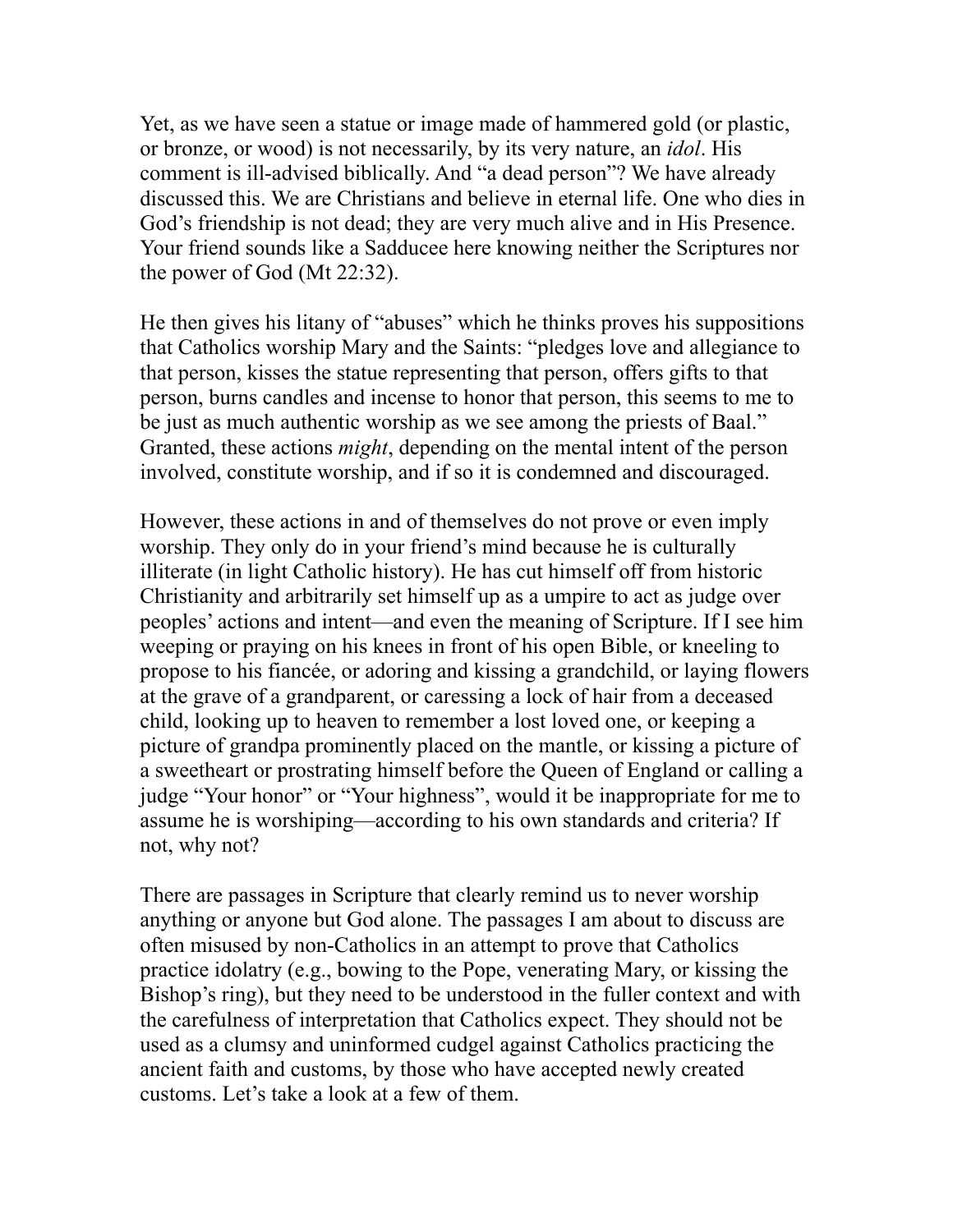Yet, as we have seen a statue or image made of hammered gold (or plastic, or bronze, or wood) is not necessarily, by its very nature, an *idol*. His comment is ill-advised biblically. And "a dead person"? We have already discussed this. We are Christians and believe in eternal life. One who dies in God's friendship is not dead; they are very much alive and in His Presence. Your friend sounds like a Sadducee here knowing neither the Scriptures nor the power of God (Mt 22:32).

He then gives his litany of "abuses" which he thinks proves his suppositions that Catholics worship Mary and the Saints: "pledges love and allegiance to that person, kisses the statue representing that person, offers gifts to that person, burns candles and incense to honor that person, this seems to me to be just as much authentic worship as we see among the priests of Baal." Granted, these actions *might*, depending on the mental intent of the person involved, constitute worship, and if so it is condemned and discouraged.

However, these actions in and of themselves do not prove or even imply worship. They only do in your friend's mind because he is culturally illiterate (in light Catholic history). He has cut himself off from historic Christianity and arbitrarily set himself up as a umpire to act as judge over peoples' actions and intent—and even the meaning of Scripture. If I see him weeping or praying on his knees in front of his open Bible, or kneeling to propose to his fiancée, or adoring and kissing a grandchild, or laying flowers at the grave of a grandparent, or caressing a lock of hair from a deceased child, looking up to heaven to remember a lost loved one, or keeping a picture of grandpa prominently placed on the mantle, or kissing a picture of a sweetheart or prostrating himself before the Queen of England or calling a judge "Your honor" or "Your highness", would it be inappropriate for me to assume he is worshiping—according to his own standards and criteria? If not, why not?

There are passages in Scripture that clearly remind us to never worship anything or anyone but God alone. The passages I am about to discuss are often misused by non-Catholics in an attempt to prove that Catholics practice idolatry (e.g., bowing to the Pope, venerating Mary, or kissing the Bishop's ring), but they need to be understood in the fuller context and with the carefulness of interpretation that Catholics expect. They should not be used as a clumsy and uninformed cudgel against Catholics practicing the ancient faith and customs, by those who have accepted newly created customs. Let's take a look at a few of them.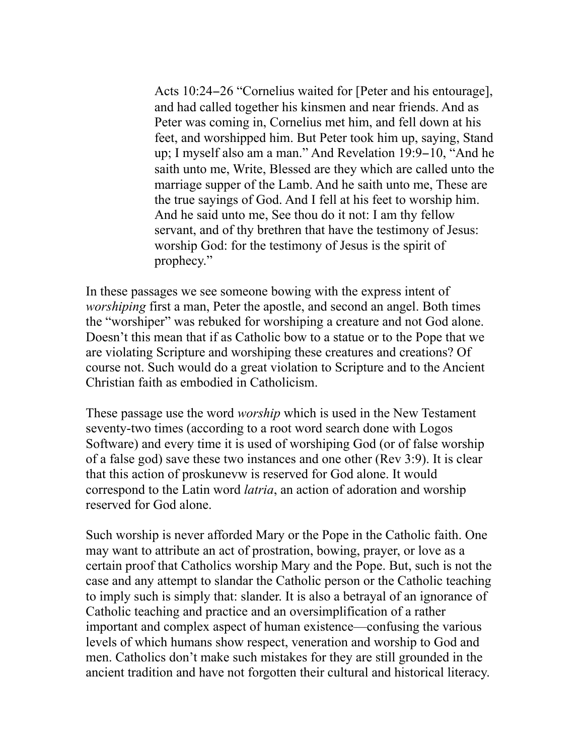> Acts 10:24–26 “Cornelius waited for [Peter and his entourage], and had called together his kinsmen and near friends. And as Peter was coming in, Cornelius met him, and fell down at his feet, and worshipped him. But Peter took him up, saying, Stand up; I myself also am a man.” And Revelation 19:9–10, “And he saith unto me, Write, Blessed are they which are called unto the marriage supper of the Lamb. And he saith unto me, These are the true sayings of God. And I fell at his feet to worship him. And he said unto me, See thou do it not: I am thy fellow servant, and of thy brethren that have the testimony of Jesus: worship God: for the testimony of Jesus is the spirit of prophecy.”

In these passages we see someone bowing with the express intent of *worshiping* first a man, Peter the apostle, and second an angel. Both times the “worshiper” was rebuked for worshiping a creature and not God alone. Doesn’t this mean that if as Catholic bow to a statue or to the Pope that we are violating Scripture and worshiping these creatures and creations? Of course not. Such would do a great violation to Scripture and to the Ancient Christian faith as embodied in Catholicism.

These passage use the word *worship* which is used in the New Testament seventy-two times (according to a root word search done with Logos Software) and every time it is used of worshiping God (or of false worship of a false god) save these two instances and one other (Rev 3:9). It is clear that this action of proskunevw is reserved for God alone. It would correspond to the Latin word *latria*, an action of adoration and worship reserved for God alone.

Such worship is never afforded Mary or the Pope in the Catholic faith. One may want to attribute an act of prostration, bowing, prayer, or love as a certain proof that Catholics worship Mary and the Pope. But, such is not the case and any attempt to slandar the Catholic person or the Catholic teaching to imply such is simply that: slander. It is also a betrayal of an ignorance of Catholic teaching and practice and an oversimplification of a rather important and complex aspect of human existence—confusing the various levels of which humans show respect, veneration and worship to God and men. Catholics don’t make such mistakes for they are still grounded in the ancient tradition and have not forgotten their cultural and historical literacy.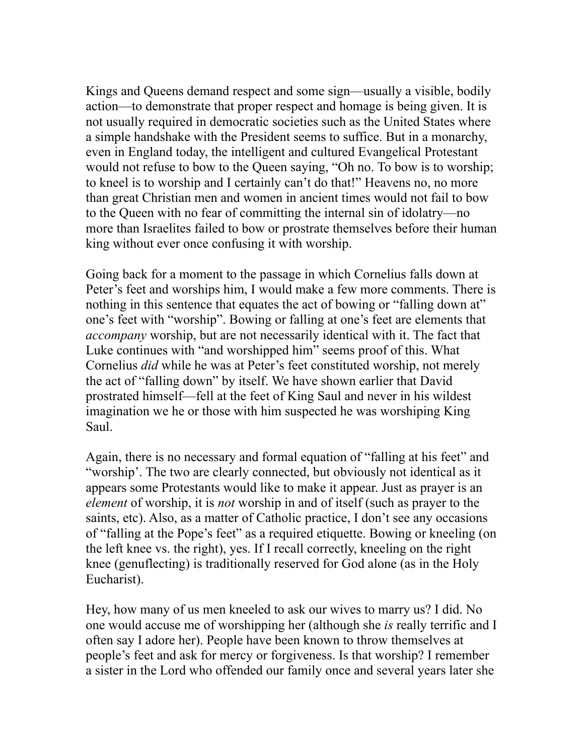Kings and Queens demand respect and some sign—usually a visible, bodily action—to demonstrate that proper respect and homage is being given. It is not usually required in democratic societies such as the United States where a simple handshake with the President seems to suffice. But in a monarchy, even in England today, the intelligent and cultured Evangelical Protestant would not refuse to bow to the Queen saying, "Oh no. To bow is to worship; to kneel is to worship and I certainly can't do that!" Heavens no, no more than great Christian men and women in ancient times would not fail to bow to the Queen with no fear of committing the internal sin of idolatry—no more than Israelites failed to bow or prostrate themselves before their human king without ever once confusing it with worship.

Going back for a moment to the passage in which Cornelius falls down at Peter's feet and worships him, I would make a few more comments. There is nothing in this sentence that equates the act of bowing or "falling down at" one's feet with "worship". Bowing or falling at one's feet are elements that *accompany* worship, but are not necessarily identical with it. The fact that Luke continues with "and worshipped him" seems proof of this. What Cornelius *did* while he was at Peter's feet constituted worship, not merely the act of "falling down" by itself. We have shown earlier that David prostrated himself—fell at the feet of King Saul and never in his wildest imagination we he or those with him suspected he was worshiping King Saul.

Again, there is no necessary and formal equation of "falling at his feet" and "worship'. The two are clearly connected, but obviously not identical as it appears some Protestants would like to make it appear. Just as prayer is an *element* of worship, it is *not* worship in and of itself (such as prayer to the saints, etc). Also, as a matter of Catholic practice, I don't see any occasions of "falling at the Pope's feet" as a required etiquette. Bowing or kneeling (on the left knee vs. the right), yes. If I recall correctly, kneeling on the right knee (genuflecting) is traditionally reserved for God alone (as in the Holy Eucharist).

Hey, how many of us men kneeled to ask our wives to marry us? I did. No one would accuse me of worshipping her (although she *is* really terrific and I often say I adore her). People have been known to throw themselves at people's feet and ask for mercy or forgiveness. Is that worship? I remember a sister in the Lord who offended our family once and several years later she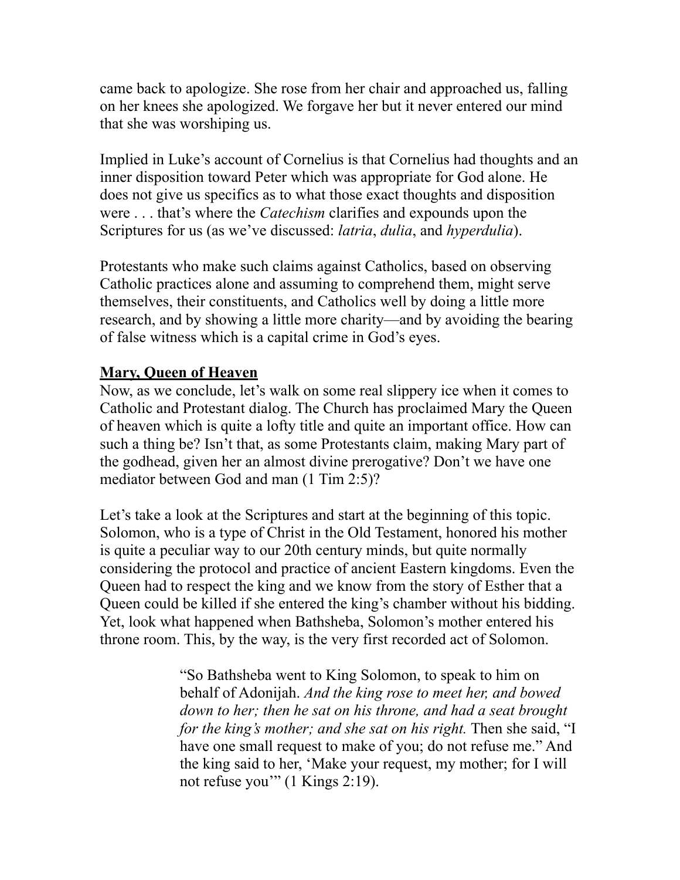came back to apologize. She rose from her chair and approached us, falling on her knees she apologized. We forgave her but it never entered our mind that she was worshiping us.

Implied in Luke's account of Cornelius is that Cornelius had thoughts and an inner disposition toward Peter which was appropriate for God alone. He does not give us specifics as to what those exact thoughts and disposition were . . . that's where the *Catechism* clarifies and expounds upon the Scriptures for us (as we've discussed: *latria*, *dulia*, and *hyperdulia*).

Protestants who make such claims against Catholics, based on observing Catholic practices alone and assuming to comprehend them, might serve themselves, their constituents, and Catholics well by doing a little more research, and by showing a little more charity—and by avoiding the bearing of false witness which is a capital crime in God's eyes.

**Mary, Queen of Heaven**

Now, as we conclude, let's walk on some real slippery ice when it comes to Catholic and Protestant dialog. The Church has proclaimed Mary the Queen of heaven which is quite a lofty title and quite an important office. How can such a thing be? Isn't that, as some Protestants claim, making Mary part of the godhead, given her an almost divine prerogative? Don't we have one mediator between God and man (1 Tim 2:5)?

Let's take a look at the Scriptures and start at the beginning of this topic. Solomon, who is a type of Christ in the Old Testament, honored his mother is quite a peculiar way to our 20th century minds, but quite normally considering the protocol and practice of ancient Eastern kingdoms. Even the Queen had to respect the king and we know from the story of Esther that a Queen could be killed if she entered the king's chamber without his bidding. Yet, look what happened when Bathsheba, Solomon's mother entered his throne room. This, by the way, is the very first recorded act of Solomon.

> "So Bathsheba went to King Solomon, to speak to him on behalf of Adonijah. *And the king rose to meet her, and bowed down to her; then he sat on his throne, and had a seat brought for the king's mother; and she sat on his right.* Then she said, "I have one small request to make of you; do not refuse me." And the king said to her, 'Make your request, my mother; for I will not refuse you'" (1 Kings 2:19).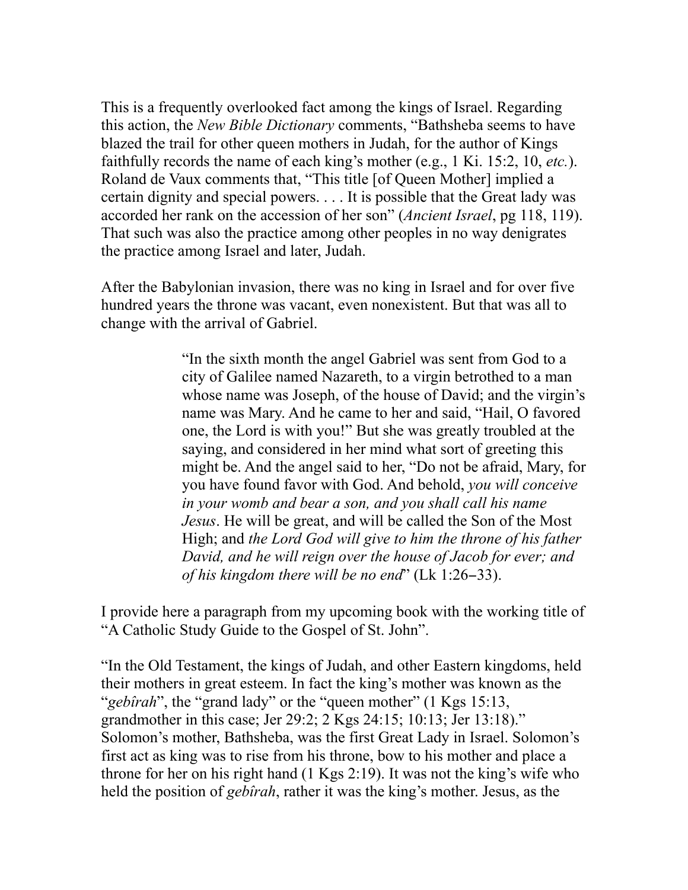This is a frequently overlooked fact among the kings of Israel. Regarding this action, the *New Bible Dictionary* comments, "Bathsheba seems to have blazed the trail for other queen mothers in Judah, for the author of Kings faithfully records the name of each king's mother (e.g., 1 Ki. 15:2, 10, *etc.*). Roland de Vaux comments that, "This title [of Queen Mother] implied a certain dignity and special powers. . . . It is possible that the Great lady was accorded her rank on the accession of her son" (*Ancient Israel*, pg 118, 119). That such was also the practice among other peoples in no way denigrates the practice among Israel and later, Judah.

After the Babylonian invasion, there was no king in Israel and for over five hundred years the throne was vacant, even nonexistent. But that was all to change with the arrival of Gabriel.

> "In the sixth month the angel Gabriel was sent from God to a city of Galilee named Nazareth, to a virgin betrothed to a man whose name was Joseph, of the house of David; and the virgin's name was Mary. And he came to her and said, "Hail, O favored one, the Lord is with you!" But she was greatly troubled at the saying, and considered in her mind what sort of greeting this might be. And the angel said to her, "Do not be afraid, Mary, for you have found favor with God. And behold, *you will conceive in your womb and bear a son, and you shall call his name Jesus*. He will be great, and will be called the Son of the Most High; and *the Lord God will give to him the throne of his father David, and he will reign over the house of Jacob for ever; and of his kingdom there will be no end*" (Lk 1:26–33).

I provide here a paragraph from my upcoming book with the working title of "A Catholic Study Guide to the Gospel of St. John".

"In the Old Testament, the kings of Judah, and other Eastern kingdoms, held their mothers in great esteem. In fact the king's mother was known as the "*gebîrah*", the "grand lady" or the "queen mother" (1 Kgs 15:13, grandmother in this case; Jer 29:2; 2 Kgs 24:15; 10:13; Jer 13:18)." Solomon's mother, Bathsheba, was the first Great Lady in Israel. Solomon's first act as king was to rise from his throne, bow to his mother and place a throne for her on his right hand (1 Kgs 2:19). It was not the king's wife who held the position of *gebîrah*, rather it was the king's mother. Jesus, as the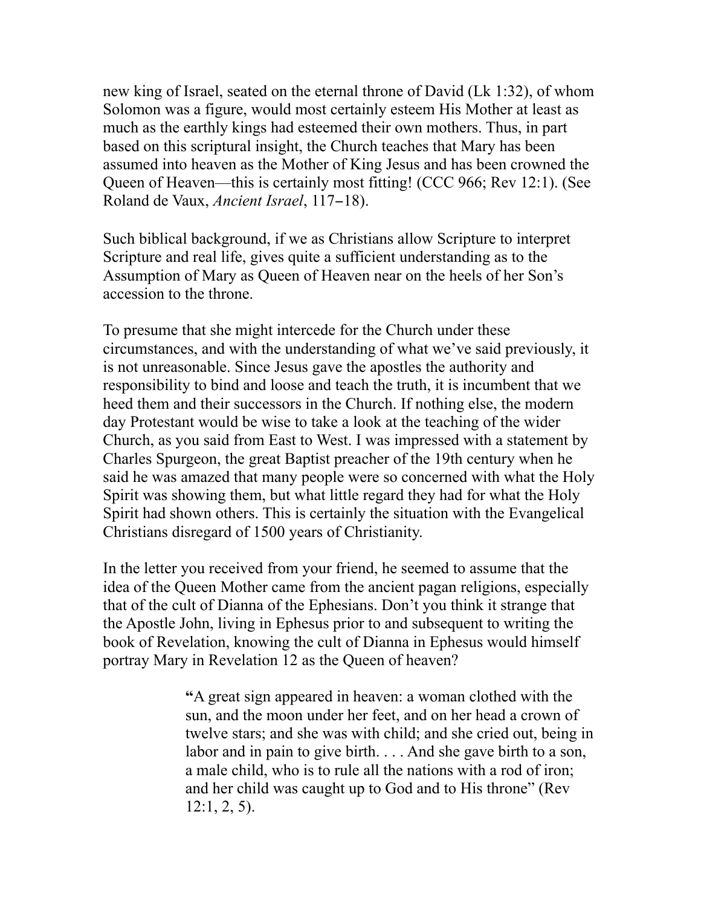new king of Israel, seated on the eternal throne of David (Lk 1:32), of whom Solomon was a figure, would most certainly esteem His Mother at least as much as the earthly kings had esteemed their own mothers. Thus, in part based on this scriptural insight, the Church teaches that Mary has been assumed into heaven as the Mother of King Jesus and has been crowned the Queen of Heaven—this is certainly most fitting! (CCC 966; Rev 12:1). (See Roland de Vaux, *Ancient Israel*, 117–18).

Such biblical background, if we as Christians allow Scripture to interpret Scripture and real life, gives quite a sufficient understanding as to the Assumption of Mary as Queen of Heaven near on the heels of her Son's accession to the throne.

To presume that she might intercede for the Church under these circumstances, and with the understanding of what we've said previously, it is not unreasonable. Since Jesus gave the apostles the authority and responsibility to bind and loose and teach the truth, it is incumbent that we heed them and their successors in the Church. If nothing else, the modern day Protestant would be wise to take a look at the teaching of the wider Church, as you said from East to West. I was impressed with a statement by Charles Spurgeon, the great Baptist preacher of the 19th century when he said he was amazed that many people were so concerned with what the Holy Spirit was showing them, but what little regard they had for what the Holy Spirit had shown others. This is certainly the situation with the Evangelical Christians disregard of 1500 years of Christianity.

In the letter you received from your friend, he seemed to assume that the idea of the Queen Mother came from the ancient pagan religions, especially that of the cult of Dianna of the Ephesians. Don't you think it strange that the Apostle John, living in Ephesus prior to and subsequent to writing the book of Revelation, knowing the cult of Dianna in Ephesus would himself portray Mary in Revelation 12 as the Queen of heaven?

> "A great sign appeared in heaven: a woman clothed with the sun, and the moon under her feet, and on her head a crown of twelve stars; and she was with child; and she cried out, being in labor and in pain to give birth. . . . And she gave birth to a son, a male child, who is to rule all the nations with a rod of iron; and her child was caught up to God and to His throne" (Rev 12:1, 2, 5).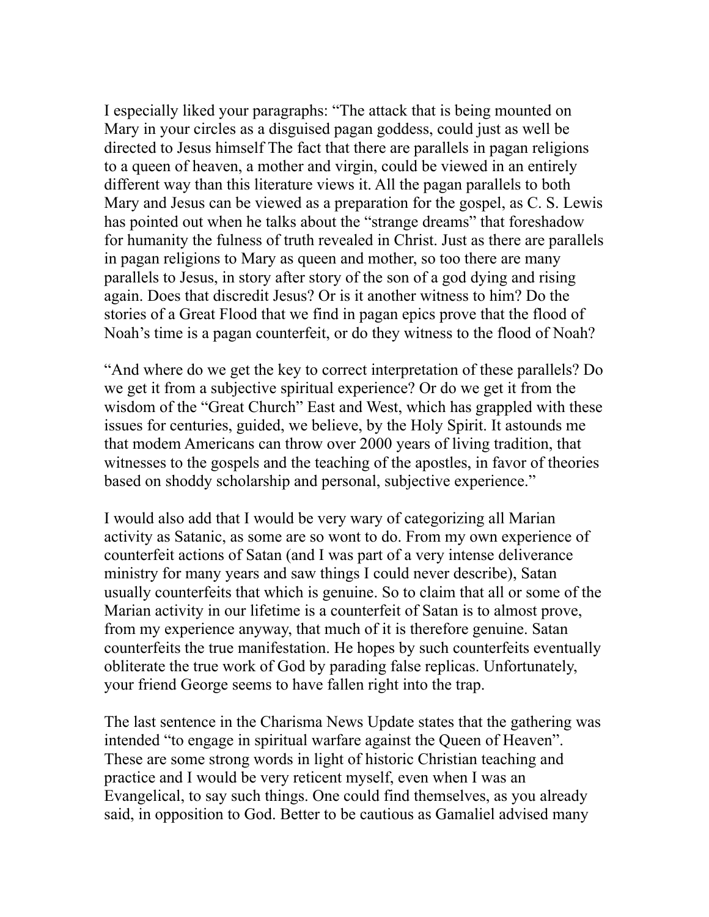I especially liked your paragraphs: "The attack that is being mounted on Mary in your circles as a disguised pagan goddess, could just as well be directed to Jesus himself The fact that there are parallels in pagan religions to a queen of heaven, a mother and virgin, could be viewed in an entirely different way than this literature views it. All the pagan parallels to both Mary and Jesus can be viewed as a preparation for the gospel, as C. S. Lewis has pointed out when he talks about the "strange dreams" that foreshadow for humanity the fulness of truth revealed in Christ. Just as there are parallels in pagan religions to Mary as queen and mother, so too there are many parallels to Jesus, in story after story of the son of a god dying and rising again. Does that discredit Jesus? Or is it another witness to him? Do the stories of a Great Flood that we find in pagan epics prove that the flood of Noah's time is a pagan counterfeit, or do they witness to the flood of Noah?

"And where do we get the key to correct interpretation of these parallels? Do we get it from a subjective spiritual experience? Or do we get it from the wisdom of the "Great Church" East and West, which has grappled with these issues for centuries, guided, we believe, by the Holy Spirit. It astounds me that modem Americans can throw over 2000 years of living tradition, that witnesses to the gospels and the teaching of the apostles, in favor of theories based on shoddy scholarship and personal, subjective experience."

I would also add that I would be very wary of categorizing all Marian activity as Satanic, as some are so wont to do. From my own experience of counterfeit actions of Satan (and I was part of a very intense deliverance ministry for many years and saw things I could never describe), Satan usually counterfeits that which is genuine. So to claim that all or some of the Marian activity in our lifetime is a counterfeit of Satan is to almost prove, from my experience anyway, that much of it is therefore genuine. Satan counterfeits the true manifestation. He hopes by such counterfeits eventually obliterate the true work of God by parading false replicas. Unfortunately, your friend George seems to have fallen right into the trap.

The last sentence in the Charisma News Update states that the gathering was intended "to engage in spiritual warfare against the Queen of Heaven". These are some strong words in light of historic Christian teaching and practice and I would be very reticent myself, even when I was an Evangelical, to say such things. One could find themselves, as you already said, in opposition to God. Better to be cautious as Gamaliel advised many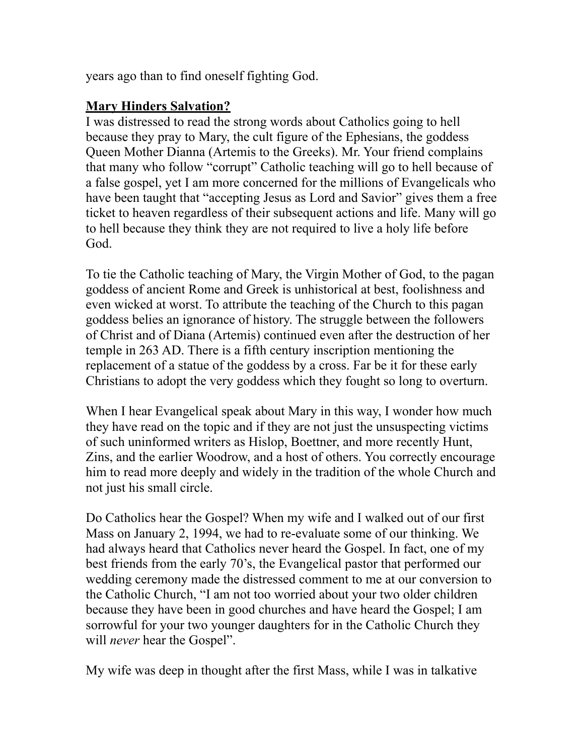years ago than to find oneself fighting God.

**Mary Hinders Salvation?**

I was distressed to read the strong words about Catholics going to hell because they pray to Mary, the cult figure of the Ephesians, the goddess Queen Mother Dianna (Artemis to the Greeks). Mr. Your friend complains that many who follow "corrupt" Catholic teaching will go to hell because of a false gospel, yet I am more concerned for the millions of Evangelicals who have been taught that "accepting Jesus as Lord and Savior" gives them a free ticket to heaven regardless of their subsequent actions and life. Many will go to hell because they think they are not required to live a holy life before God.

To tie the Catholic teaching of Mary, the Virgin Mother of God, to the pagan goddess of ancient Rome and Greek is unhistorical at best, foolishness and even wicked at worst. To attribute the teaching of the Church to this pagan goddess belies an ignorance of history. The struggle between the followers of Christ and of Diana (Artemis) continued even after the destruction of her temple in 263 AD. There is a fifth century inscription mentioning the replacement of a statue of the goddess by a cross. Far be it for these early Christians to adopt the very goddess which they fought so long to overturn.

When I hear Evangelical speak about Mary in this way, I wonder how much they have read on the topic and if they are not just the unsuspecting victims of such uninformed writers as Hislop, Boettner, and more recently Hunt, Zins, and the earlier Woodrow, and a host of others. You correctly encourage him to read more deeply and widely in the tradition of the whole Church and not just his small circle.

Do Catholics hear the Gospel? When my wife and I walked out of our first Mass on January 2, 1994, we had to re-evaluate some of our thinking. We had always heard that Catholics never heard the Gospel. In fact, one of my best friends from the early 70's, the Evangelical pastor that performed our wedding ceremony made the distressed comment to me at our conversion to the Catholic Church, "I am not too worried about your two older children because they have been in good churches and have heard the Gospel; I am sorrowful for your two younger daughters for in the Catholic Church they will *never* hear the Gospel".

My wife was deep in thought after the first Mass, while I was in talkative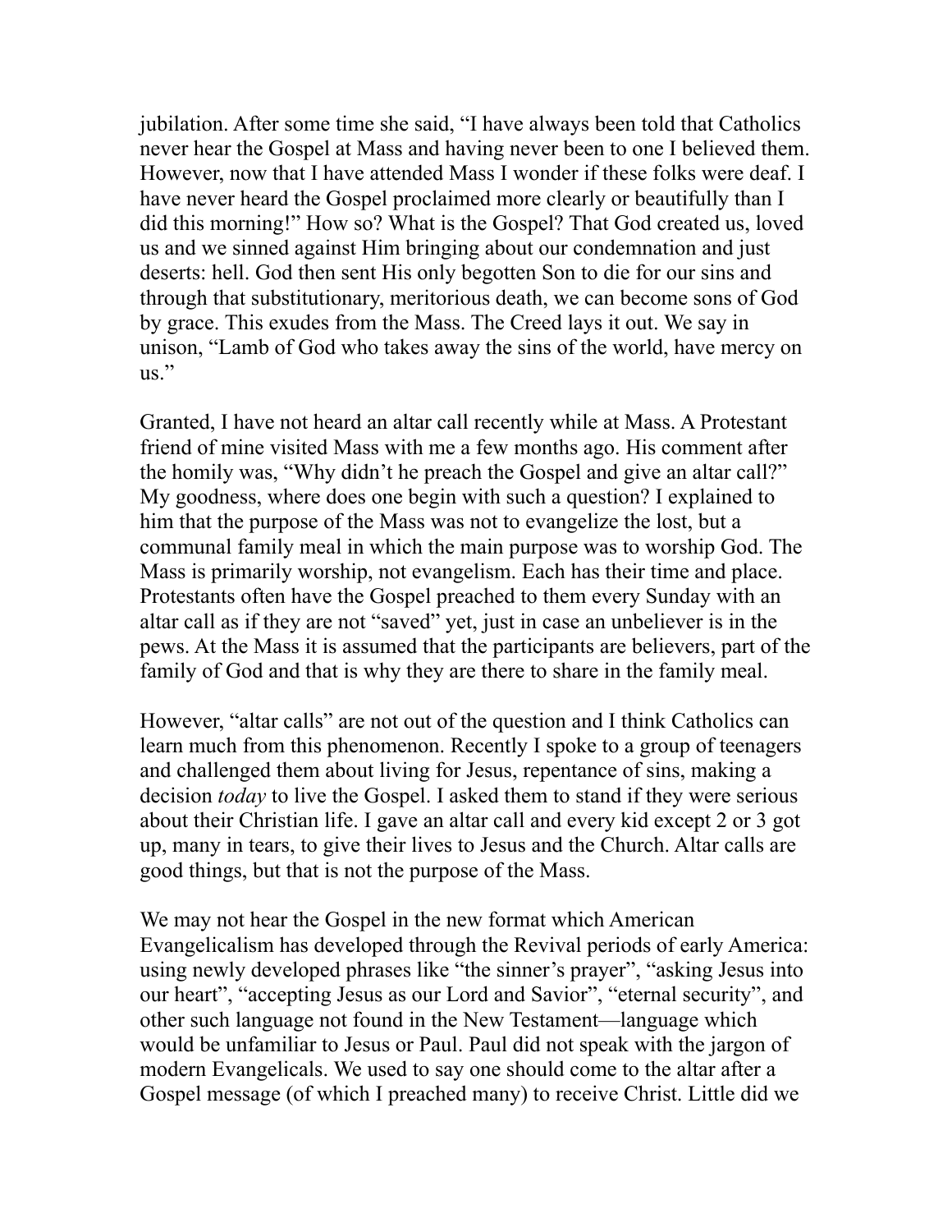jubilation. After some time she said, "I have always been told that Catholics never hear the Gospel at Mass and having never been to one I believed them. However, now that I have attended Mass I wonder if these folks were deaf. I have never heard the Gospel proclaimed more clearly or beautifully than I did this morning!" How so? What is the Gospel? That God created us, loved us and we sinned against Him bringing about our condemnation and just deserts: hell. God then sent His only begotten Son to die for our sins and through that substitutionary, meritorious death, we can become sons of God by grace. This exudes from the Mass. The Creed lays it out. We say in unison, "Lamb of God who takes away the sins of the world, have mercy on us."

Granted, I have not heard an altar call recently while at Mass. A Protestant friend of mine visited Mass with me a few months ago. His comment after the homily was, "Why didn't he preach the Gospel and give an altar call?" My goodness, where does one begin with such a question? I explained to him that the purpose of the Mass was not to evangelize the lost, but a communal family meal in which the main purpose was to worship God. The Mass is primarily worship, not evangelism. Each has their time and place. Protestants often have the Gospel preached to them every Sunday with an altar call as if they are not "saved" yet, just in case an unbeliever is in the pews. At the Mass it is assumed that the participants are believers, part of the family of God and that is why they are there to share in the family meal.

However, "altar calls" are not out of the question and I think Catholics can learn much from this phenomenon. Recently I spoke to a group of teenagers and challenged them about living for Jesus, repentance of sins, making a decision *today* to live the Gospel. I asked them to stand if they were serious about their Christian life. I gave an altar call and every kid except 2 or 3 got up, many in tears, to give their lives to Jesus and the Church. Altar calls are good things, but that is not the purpose of the Mass.

We may not hear the Gospel in the new format which American Evangelicalism has developed through the Revival periods of early America: using newly developed phrases like "the sinner's prayer", "asking Jesus into our heart", "accepting Jesus as our Lord and Savior", "eternal security", and other such language not found in the New Testament—language which would be unfamiliar to Jesus or Paul. Paul did not speak with the jargon of modern Evangelicals. We used to say one should come to the altar after a Gospel message (of which I preached many) to receive Christ. Little did we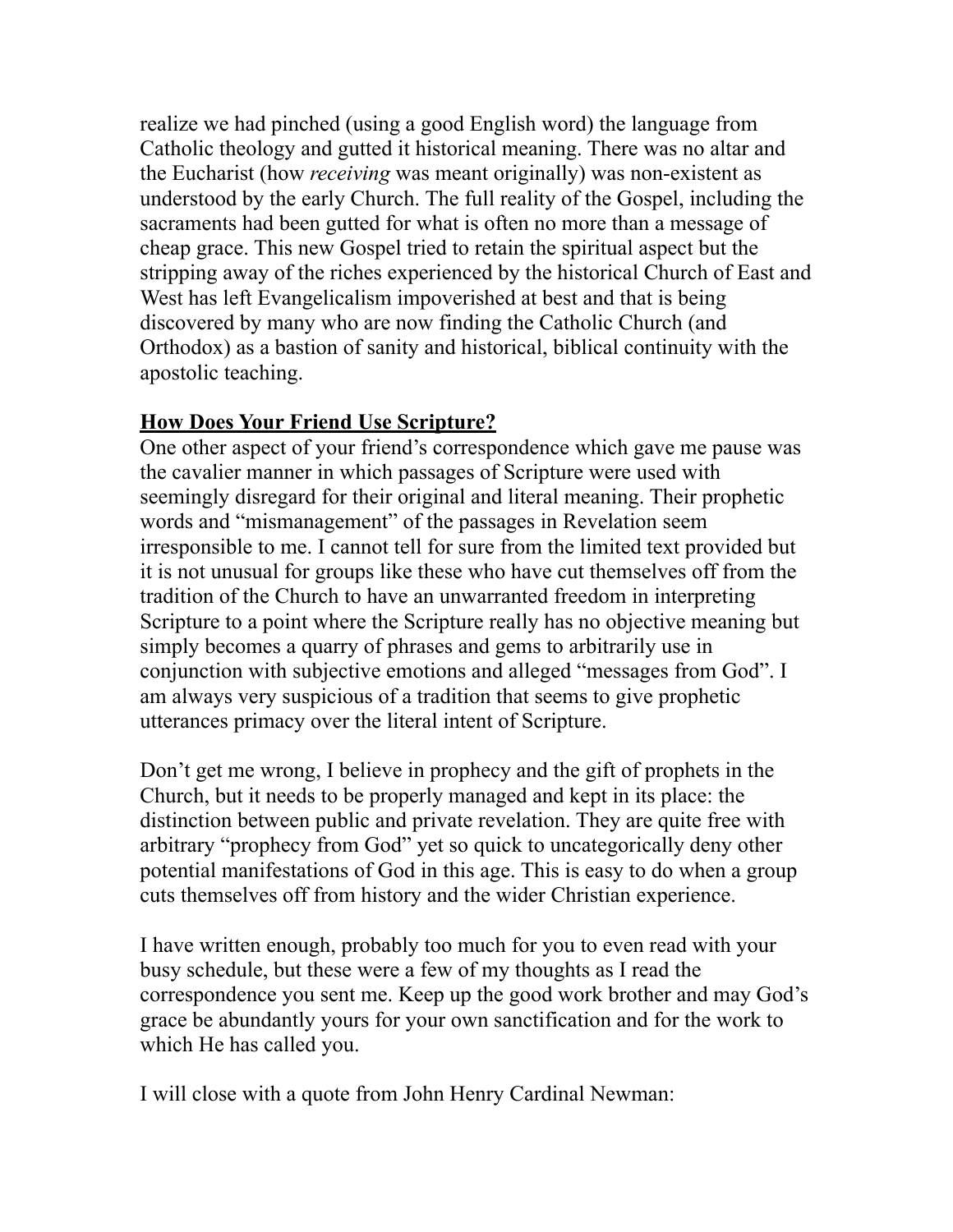realize we had pinched (using a good English word) the language from Catholic theology and gutted it historical meaning. There was no altar and the Eucharist (how *receiving* was meant originally) was non-existent as understood by the early Church. The full reality of the Gospel, including the sacraments had been gutted for what is often no more than a message of cheap grace. This new Gospel tried to retain the spiritual aspect but the stripping away of the riches experienced by the historical Church of East and West has left Evangelicalism impoverished at best and that is being discovered by many who are now finding the Catholic Church (and Orthodox) as a bastion of sanity and historical, biblical continuity with the apostolic teaching.

**<u>How Does Your Friend Use Scripture?</u>**

One other aspect of your friend's correspondence which gave me pause was the cavalier manner in which passages of Scripture were used with seemingly disregard for their original and literal meaning. Their prophetic words and "mismanagement" of the passages in Revelation seem irresponsible to me. I cannot tell for sure from the limited text provided but it is not unusual for groups like these who have cut themselves off from the tradition of the Church to have an unwarranted freedom in interpreting Scripture to a point where the Scripture really has no objective meaning but simply becomes a quarry of phrases and gems to arbitrarily use in conjunction with subjective emotions and alleged "messages from God". I am always very suspicious of a tradition that seems to give prophetic utterances primacy over the literal intent of Scripture.

Don't get me wrong, I believe in prophecy and the gift of prophets in the Church, but it needs to be properly managed and kept in its place: the distinction between public and private revelation. They are quite free with arbitrary "prophecy from God" yet so quick to uncategorically deny other potential manifestations of God in this age. This is easy to do when a group cuts themselves off from history and the wider Christian experience.

I have written enough, probably too much for you to even read with your busy schedule, but these were a few of my thoughts as I read the correspondence you sent me. Keep up the good work brother and may God's grace be abundantly yours for your own sanctification and for the work to which He has called you.

I will close with a quote from John Henry Cardinal Newman: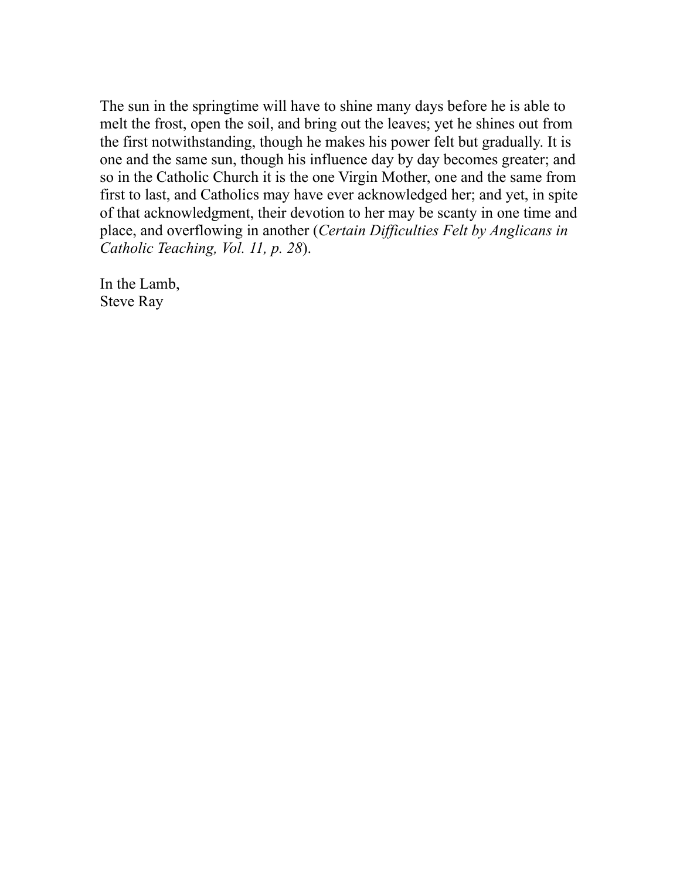The sun in the springtime will have to shine many days before he is able to melt the frost, open the soil, and bring out the leaves; yet he shines out from the first notwithstanding, though he makes his power felt but gradually. It is one and the same sun, though his influence day by day becomes greater; and so in the Catholic Church it is the one Virgin Mother, one and the same from first to last, and Catholics may have ever acknowledged her; and yet, in spite of that acknowledgment, their devotion to her may be scanty in one time and place, and overflowing in another (*Certain Difficulties Felt by Anglicans in Catholic Teaching, Vol. 11, p. 28*).

In the Lamb,
Steve Ray